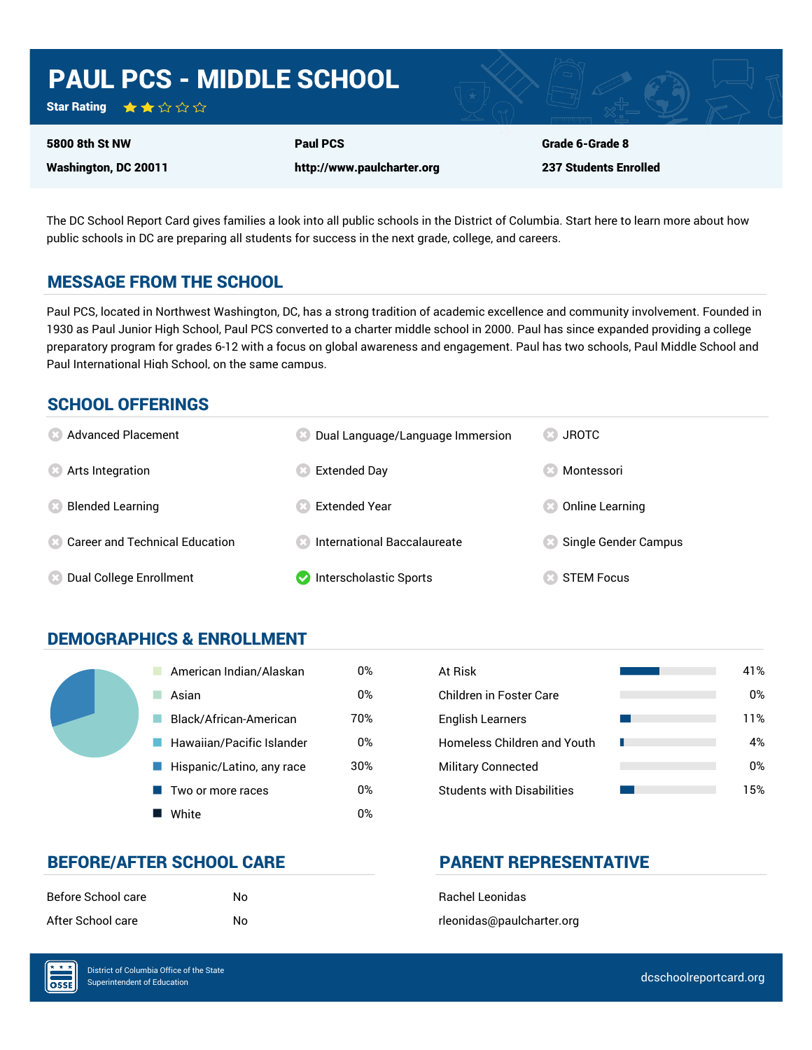# PAUL PCS - MIDDLE SCHOOL

**Star Rating** ★★☆☆☆

| | | |
|---|---|---|
| **5800 8th St NW** | **Paul PCS** | **Grade 6-Grade 8** |
| **Washington, DC 20011** | **http://www.paulcharter.org** | **237 Students Enrolled** |

The DC School Report Card gives families a look into all public schools in the District of Columbia. Start here to learn more about how public schools in DC are preparing all students for success in the next grade, college, and careers.

## MESSAGE FROM THE SCHOOL

Paul PCS, located in Northwest Washington, DC, has a strong tradition of academic excellence and community involvement. Founded in 1930 as Paul Junior High School, Paul PCS converted to a charter middle school in 2000. Paul has since expanded providing a college preparatory program for grades 6-12 with a focus on global awareness and engagement. Paul has two schools, Paul Middle School and Paul International High School, on the same campus.

## SCHOOL OFFERINGS

- ✗ Advanced Placement
- ✗ Arts Integration
- ✗ Blended Learning
- ✗ Career and Technical Education
- ✗ Dual College Enrollment
- ✗ Dual Language/Language Immersion
- ✗ Extended Day
- ✗ Extended Year
- ✗ International Baccalaureate
- ✓ Interscholastic Sports
- ✗ JROTC
- ✗ Montessori
- ✗ Online Learning
- ✗ Single Gender Campus
- ✗ STEM Focus

## DEMOGRAPHICS & ENROLLMENT

| Race/Ethnicity | % |
|---|---|
| American Indian/Alaskan | 0% |
| Asian | 0% |
| Black/African-American | 70% |
| Hawaiian/Pacific Islander | 0% |
| Hispanic/Latino, any race | 30% |
| Two or more races | 0% |
| White | 0% |

| Student Group | % |
|---|---|
| At Risk | 41% |
| Children in Foster Care | 0% |
| English Learners | 11% |
| Homeless Children and Youth | 4% |
| Military Connected | 0% |
| Students with Disabilities | 15% |

## BEFORE/AFTER SCHOOL CARE

| | |
|---|---|
| Before School care | No |
| After School care | No |

## PARENT REPRESENTATIVE

Rachel Leonidas

rleonidas@paulcharter.org

District of Columbia Office of the State Superintendent of Education

dcschoolreportcard.org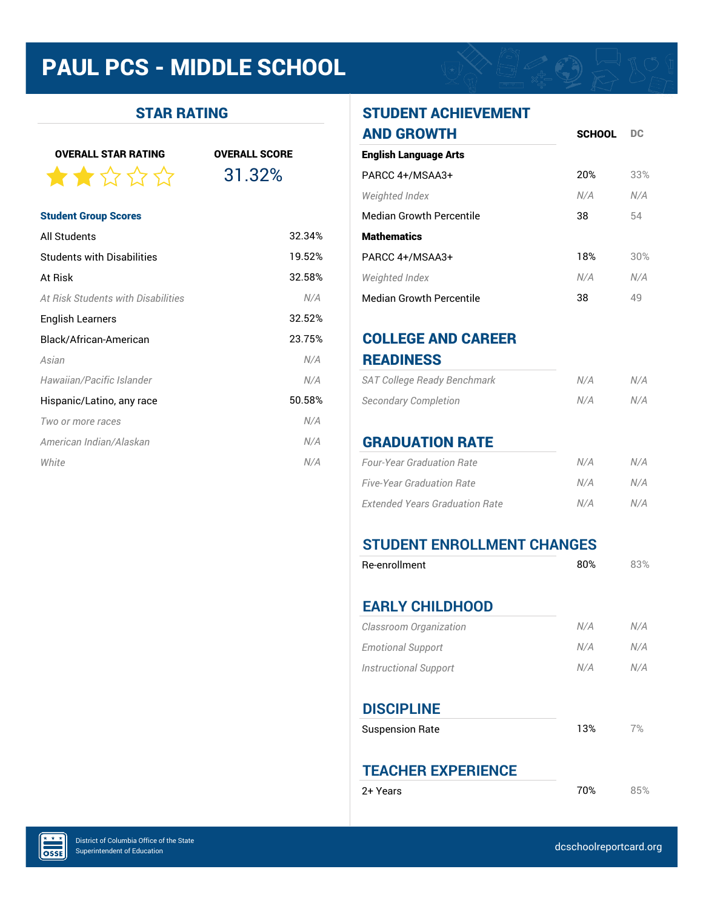# PAUL PCS - MIDDLE SCHOOL

## STAR RATING

**OVERALL STAR RATING**

★★☆☆☆

**OVERALL SCORE**

31.32%

### Student Group Scores

| | |
|---|---|
| All Students | 32.34% |
| Students with Disabilities | 19.52% |
| At Risk | 32.58% |
| *At Risk Students with Disabilities* | *N/A* |
| English Learners | 32.52% |
| Black/African-American | 23.75% |
| *Asian* | *N/A* |
| *Hawaiian/Pacific Islander* | *N/A* |
| Hispanic/Latino, any race | 50.58% |
| *Two or more races* | *N/A* |
| *American Indian/Alaskan* | *N/A* |
| *White* | *N/A* |

## STUDENT ACHIEVEMENT AND GROWTH

| | SCHOOL | DC |
|---|---|---|
| **English Language Arts** | | |
| PARCC 4+/MSAA3+ | 20% | 33% |
| *Weighted Index* | *N/A* | *N/A* |
| Median Growth Percentile | 38 | 54 |
| **Mathematics** | | |
| PARCC 4+/MSAA3+ | 18% | 30% |
| *Weighted Index* | *N/A* | *N/A* |
| Median Growth Percentile | 38 | 49 |

## COLLEGE AND CAREER READINESS

| | | |
|---|---|---|
| *SAT College Ready Benchmark* | *N/A* | *N/A* |
| *Secondary Completion* | *N/A* | *N/A* |

## GRADUATION RATE

| | | |
|---|---|---|
| *Four-Year Graduation Rate* | *N/A* | *N/A* |
| *Five-Year Graduation Rate* | *N/A* | *N/A* |
| *Extended Years Graduation Rate* | *N/A* | *N/A* |

## STUDENT ENROLLMENT CHANGES

| | | |
|---|---|---|
| Re-enrollment | 80% | 83% |

## EARLY CHILDHOOD

| | | |
|---|---|---|
| *Classroom Organization* | *N/A* | *N/A* |
| *Emotional Support* | *N/A* | *N/A* |
| *Instructional Support* | *N/A* | *N/A* |

## DISCIPLINE

| | | |
|---|---|---|
| Suspension Rate | 13% | 7% |

## TEACHER EXPERIENCE

| | | |
|---|---|---|
| 2+ Years | 70% | 85% |

District of Columbia Office of the State Superintendent of Education

dcschoolreportcard.org